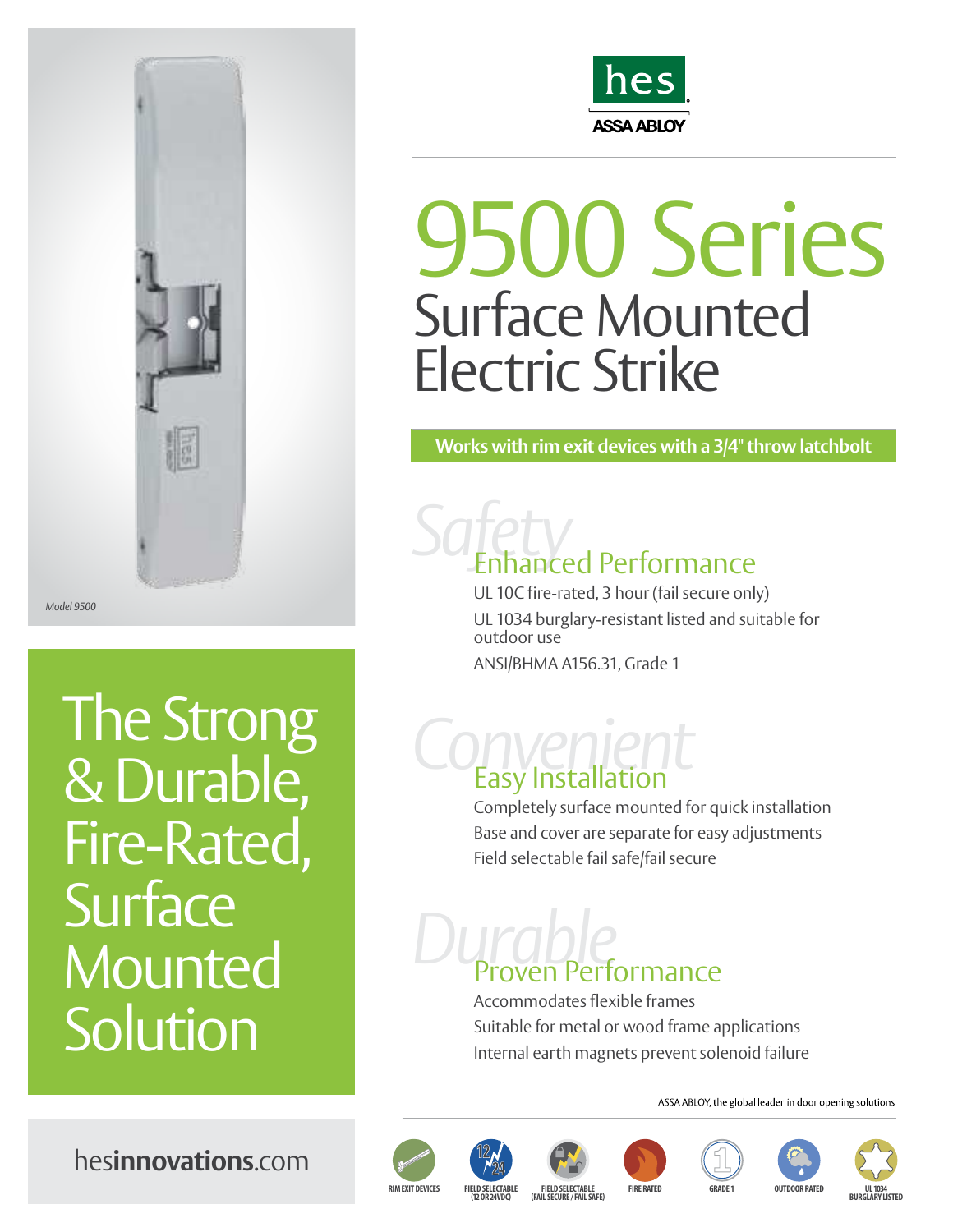hes
ASSA ABLOY

# 9500 Series

## Surface Mounted Electric Strike

**Works with rim exit devices with a 3/4" throw latchbolt**

*Model 9500*

## The Strong & Durable, Fire-Rated, Surface Mounted Solution

### Safety — Enhanced Performance

UL 10C fire-rated, 3 hour (fail secure only)

UL 1034 burglary-resistant listed and suitable for outdoor use

ANSI/BHMA A156.31, Grade 1

### Convenient — Easy Installation

Completely surface mounted for quick installation

Base and cover are separate for easy adjustments

Field selectable fail safe/fail secure

### Durable — Proven Performance

Accommodates flexible frames

Suitable for metal or wood frame applications

Internal earth magnets prevent solenoid failure

ASSA ABLOY, the global leader in door opening solutions

hes**innovations**.com

RIM EXIT DEVICES | FIELD SELECTABLE (12 OR 24VDC) | FIELD SELECTABLE (FAIL SECURE / FAIL SAFE) | FIRE RATED | GRADE 1 | OUTDOOR RATED | UL 1034 BURGLARY LISTED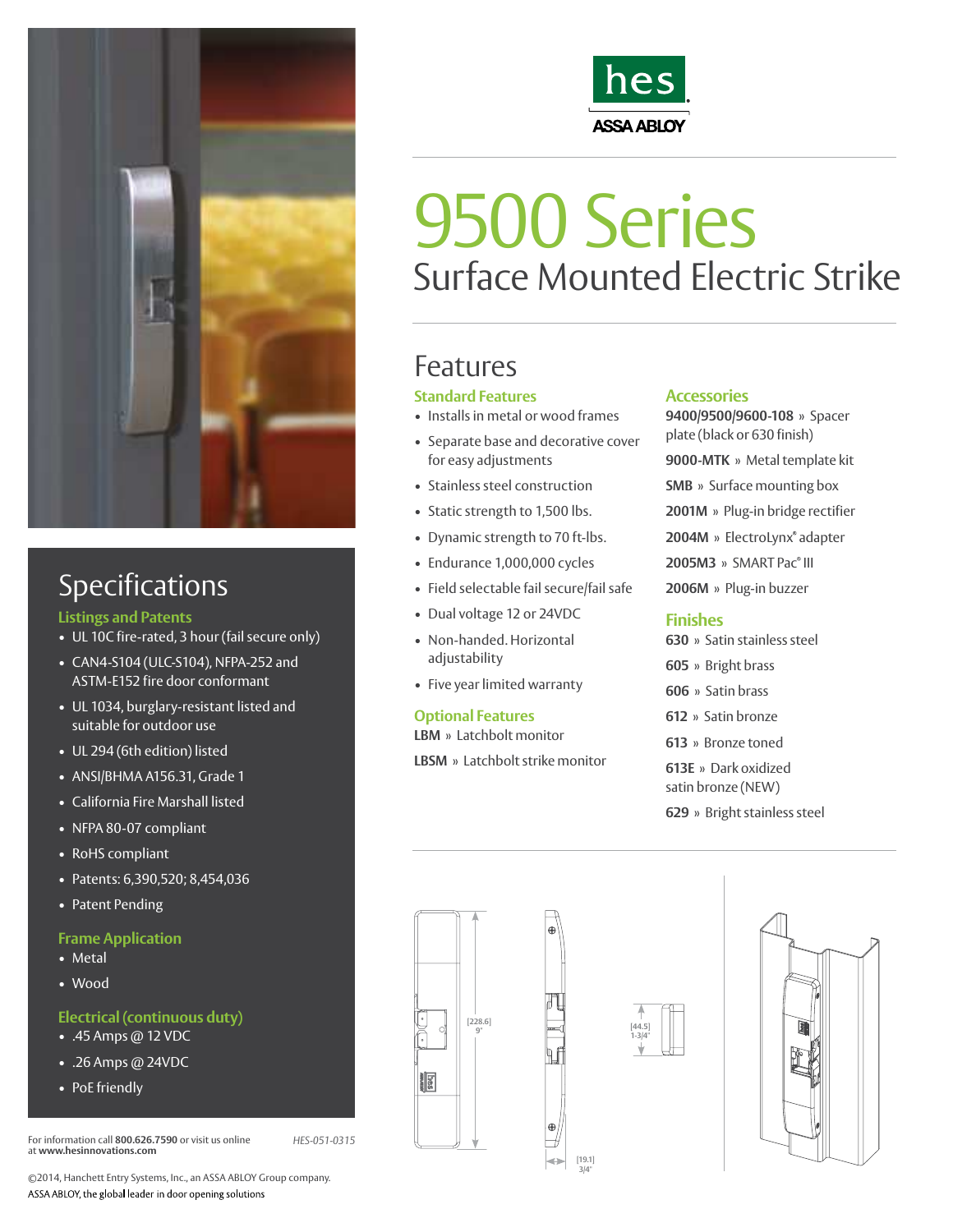hes

ASSA ABLOY

# 9500 Series

## Surface Mounted Electric Strike

## Features

### Standard Features

- Installs in metal or wood frames
- Separate base and decorative cover for easy adjustments
- Stainless steel construction
- Static strength to 1,500 lbs.
- Dynamic strength to 70 ft-lbs.
- Endurance 1,000,000 cycles
- Field selectable fail secure/fail safe
- Dual voltage 12 or 24VDC
- Non-handed. Horizontal adjustability
- Five year limited warranty

### Optional Features

**LBM** » Latchbolt monitor

**LBSM** » Latchbolt strike monitor

### Accessories

**9400/9500/9600-108** » Spacer plate (black or 630 finish)

**9000-MTK** » Metal template kit

**SMB** » Surface mounting box

**2001M** » Plug-in bridge rectifier

**2004M** » ElectroLynx® adapter

**2005M3** » SMART Pac® III

**2006M** » Plug-in buzzer

### Finishes

**630** » Satin stainless steel

**605** » Bright brass

**606** » Satin brass

**612** » Satin bronze

**613** » Bronze toned

**613E** » Dark oxidized satin bronze (NEW)

**629** » Bright stainless steel

## Specifications

### Listings and Patents

- UL 10C fire-rated, 3 hour (fail secure only)
- CAN4-S104 (ULC-S104), NFPA-252 and ASTM-E152 fire door conformant
- UL 1034, burglary-resistant listed and suitable for outdoor use
- UL 294 (6th edition) listed
- ANSI/BHMA A156.31, Grade 1
- California Fire Marshall listed
- NFPA 80-07 compliant
- RoHS compliant
- Patents: 6,390,520; 8,454,036
- Patent Pending

### Frame Application

- Metal
- Wood

### Electrical (continuous duty)

- .45 Amps @ 12 VDC
- .26 Amps @ 24VDC
- PoE friendly

[228.6]
9"

[44.5]
1-3/4"

[19.1]
3/4"

For information call **800.626.7590** or visit us online at **www.hesinnovations.com**

*HES-051-0315*

©2014, Hanchett Entry Systems, Inc., an ASSA ABLOY Group company.
ASSA ABLOY, the global leader in door opening solutions